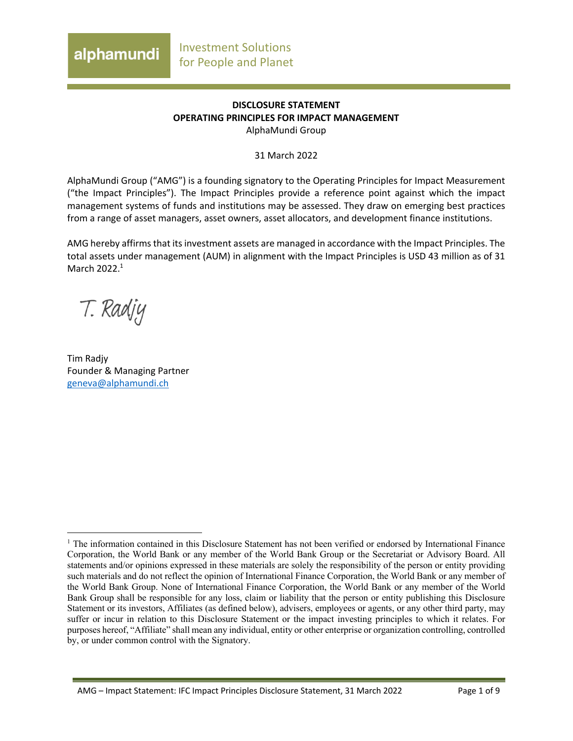alphamundi

Investment Solutions for People and Planet

**DISCLOSURE STATEMENT**
**OPERATING PRINCIPLES FOR IMPACT MANAGEMENT**
AlphaMundi Group

31 March 2022

AlphaMundi Group ("AMG") is a founding signatory to the Operating Principles for Impact Measurement ("the Impact Principles"). The Impact Principles provide a reference point against which the impact management systems of funds and institutions may be assessed. They draw on emerging best practices from a range of asset managers, asset owners, asset allocators, and development finance institutions.

AMG hereby affirms that its investment assets are managed in accordance with the Impact Principles. The total assets under management (AUM) in alignment with the Impact Principles is USD 43 million as of 31 March 2022.[1]

T. Radjy

Tim Radjy
Founder & Managing Partner
geneva@alphamundi.ch

[1] The information contained in this Disclosure Statement has not been verified or endorsed by International Finance Corporation, the World Bank or any member of the World Bank Group or the Secretariat or Advisory Board. All statements and/or opinions expressed in these materials are solely the responsibility of the person or entity providing such materials and do not reflect the opinion of International Finance Corporation, the World Bank or any member of the World Bank Group. None of International Finance Corporation, the World Bank or any member of the World Bank Group shall be responsible for any loss, claim or liability that the person or entity publishing this Disclosure Statement or its investors, Affiliates (as defined below), advisers, employees or agents, or any other third party, may suffer or incur in relation to this Disclosure Statement or the impact investing principles to which it relates. For purposes hereof, "Affiliate" shall mean any individual, entity or other enterprise or organization controlling, controlled by, or under common control with the Signatory.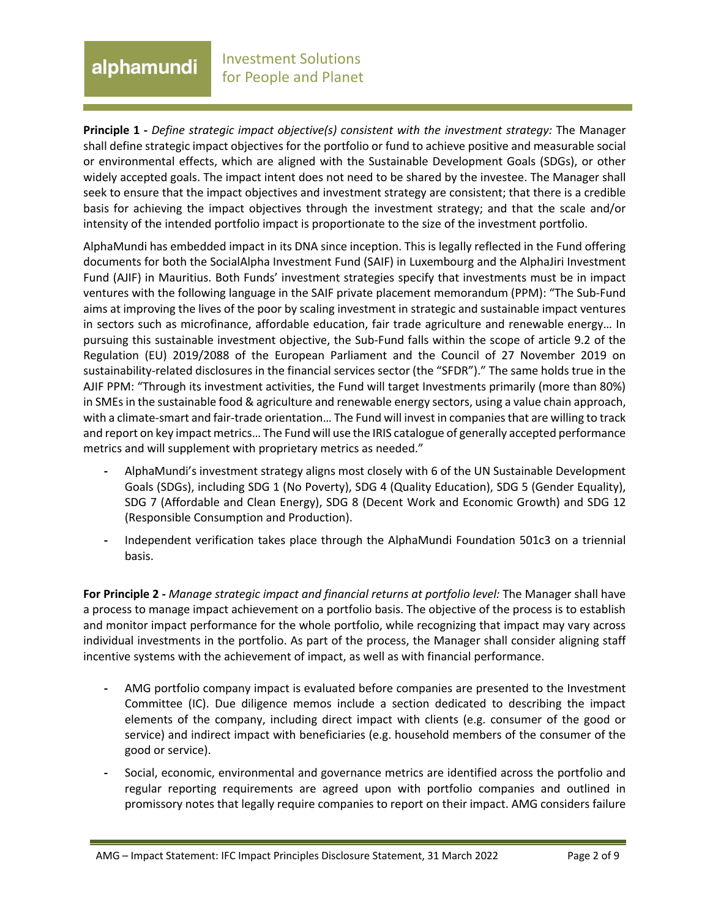**Principle 1 -** *Define strategic impact objective(s) consistent with the investment strategy:* The Manager shall define strategic impact objectives for the portfolio or fund to achieve positive and measurable social or environmental effects, which are aligned with the Sustainable Development Goals (SDGs), or other widely accepted goals. The impact intent does not need to be shared by the investee. The Manager shall seek to ensure that the impact objectives and investment strategy are consistent; that there is a credible basis for achieving the impact objectives through the investment strategy; and that the scale and/or intensity of the intended portfolio impact is proportionate to the size of the investment portfolio.

AlphaMundi has embedded impact in its DNA since inception. This is legally reflected in the Fund offering documents for both the SocialAlpha Investment Fund (SAIF) in Luxembourg and the AlphaJiri Investment Fund (AJIF) in Mauritius. Both Funds' investment strategies specify that investments must be in impact ventures with the following language in the SAIF private placement memorandum (PPM): "The Sub-Fund aims at improving the lives of the poor by scaling investment in strategic and sustainable impact ventures in sectors such as microfinance, affordable education, fair trade agriculture and renewable energy… In pursuing this sustainable investment objective, the Sub-Fund falls within the scope of article 9.2 of the Regulation (EU) 2019/2088 of the European Parliament and the Council of 27 November 2019 on sustainability-related disclosures in the financial services sector (the "SFDR")." The same holds true in the AJIF PPM: "Through its investment activities, the Fund will target Investments primarily (more than 80%) in SMEs in the sustainable food & agriculture and renewable energy sectors, using a value chain approach, with a climate-smart and fair-trade orientation… The Fund will invest in companies that are willing to track and report on key impact metrics… The Fund will use the IRIS catalogue of generally accepted performance metrics and will supplement with proprietary metrics as needed."

- AlphaMundi's investment strategy aligns most closely with 6 of the UN Sustainable Development Goals (SDGs), including SDG 1 (No Poverty), SDG 4 (Quality Education), SDG 5 (Gender Equality), SDG 7 (Affordable and Clean Energy), SDG 8 (Decent Work and Economic Growth) and SDG 12 (Responsible Consumption and Production).
- Independent verification takes place through the AlphaMundi Foundation 501c3 on a triennial basis.

**For Principle 2 -** *Manage strategic impact and financial returns at portfolio level:* The Manager shall have a process to manage impact achievement on a portfolio basis. The objective of the process is to establish and monitor impact performance for the whole portfolio, while recognizing that impact may vary across individual investments in the portfolio. As part of the process, the Manager shall consider aligning staff incentive systems with the achievement of impact, as well as with financial performance.

- AMG portfolio company impact is evaluated before companies are presented to the Investment Committee (IC). Due diligence memos include a section dedicated to describing the impact elements of the company, including direct impact with clients (e.g. consumer of the good or service) and indirect impact with beneficiaries (e.g. household members of the consumer of the good or service).
- Social, economic, environmental and governance metrics are identified across the portfolio and regular reporting requirements are agreed upon with portfolio companies and outlined in promissory notes that legally require companies to report on their impact. AMG considers failure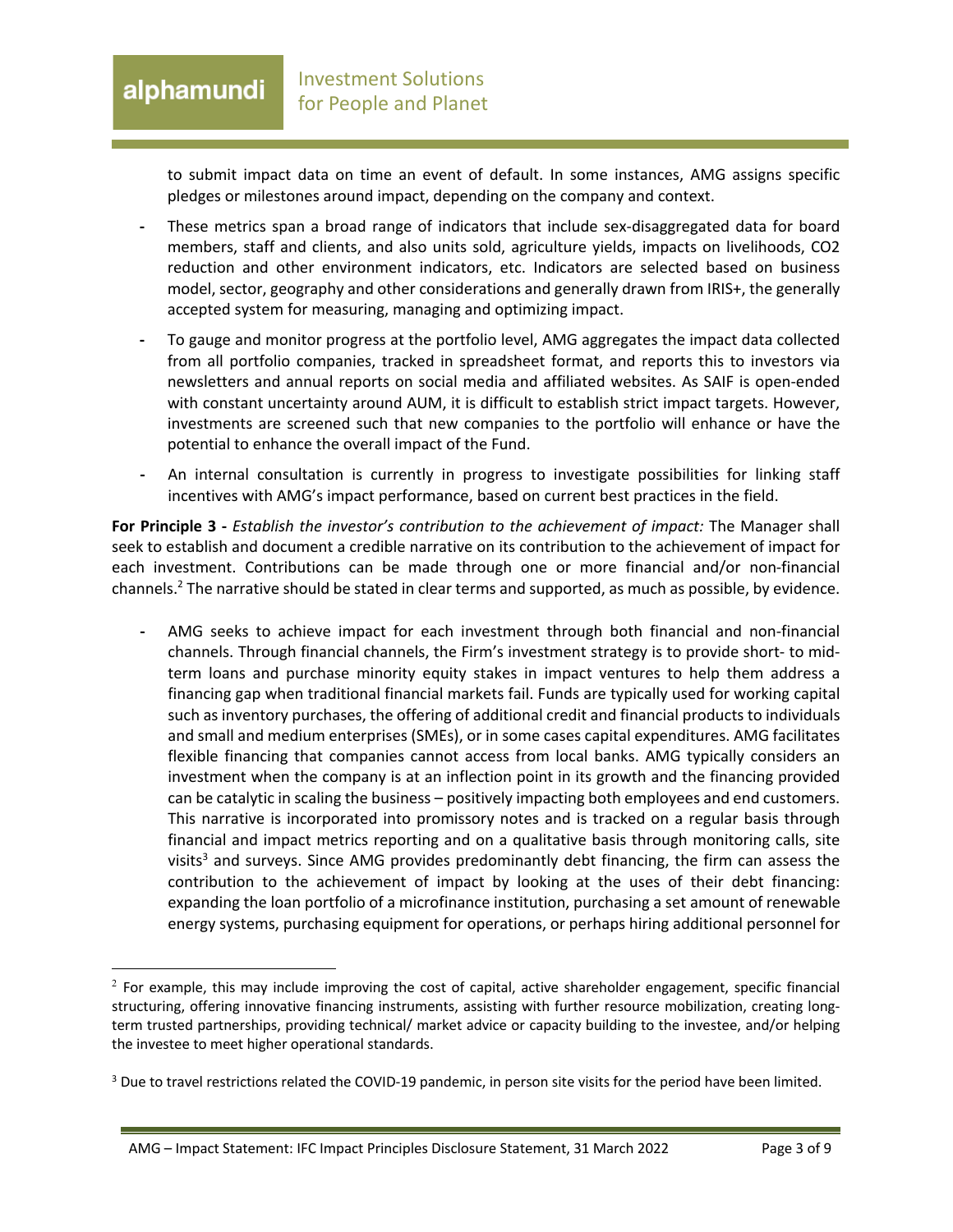to submit impact data on time an event of default. In some instances, AMG assigns specific pledges or milestones around impact, depending on the company and context.

- These metrics span a broad range of indicators that include sex-disaggregated data for board members, staff and clients, and also units sold, agriculture yields, impacts on livelihoods, CO2 reduction and other environment indicators, etc. Indicators are selected based on business model, sector, geography and other considerations and generally drawn from IRIS+, the generally accepted system for measuring, managing and optimizing impact.
- To gauge and monitor progress at the portfolio level, AMG aggregates the impact data collected from all portfolio companies, tracked in spreadsheet format, and reports this to investors via newsletters and annual reports on social media and affiliated websites. As SAIF is open-ended with constant uncertainty around AUM, it is difficult to establish strict impact targets. However, investments are screened such that new companies to the portfolio will enhance or have the potential to enhance the overall impact of the Fund.
- An internal consultation is currently in progress to investigate possibilities for linking staff incentives with AMG's impact performance, based on current best practices in the field.

**For Principle 3 -** *Establish the investor's contribution to the achievement of impact:* The Manager shall seek to establish and document a credible narrative on its contribution to the achievement of impact for each investment. Contributions can be made through one or more financial and/or non-financial channels.[2] The narrative should be stated in clear terms and supported, as much as possible, by evidence.

- AMG seeks to achieve impact for each investment through both financial and non-financial channels. Through financial channels, the Firm's investment strategy is to provide short- to mid-term loans and purchase minority equity stakes in impact ventures to help them address a financing gap when traditional financial markets fail. Funds are typically used for working capital such as inventory purchases, the offering of additional credit and financial products to individuals and small and medium enterprises (SMEs), or in some cases capital expenditures. AMG facilitates flexible financing that companies cannot access from local banks. AMG typically considers an investment when the company is at an inflection point in its growth and the financing provided can be catalytic in scaling the business – positively impacting both employees and end customers. This narrative is incorporated into promissory notes and is tracked on a regular basis through financial and impact metrics reporting and on a qualitative basis through monitoring calls, site visits[3] and surveys. Since AMG provides predominantly debt financing, the firm can assess the contribution to the achievement of impact by looking at the uses of their debt financing: expanding the loan portfolio of a microfinance institution, purchasing a set amount of renewable energy systems, purchasing equipment for operations, or perhaps hiring additional personnel for

---

[2] For example, this may include improving the cost of capital, active shareholder engagement, specific financial structuring, offering innovative financing instruments, assisting with further resource mobilization, creating long-term trusted partnerships, providing technical/ market advice or capacity building to the investee, and/or helping the investee to meet higher operational standards.

[3] Due to travel restrictions related the COVID-19 pandemic, in person site visits for the period have been limited.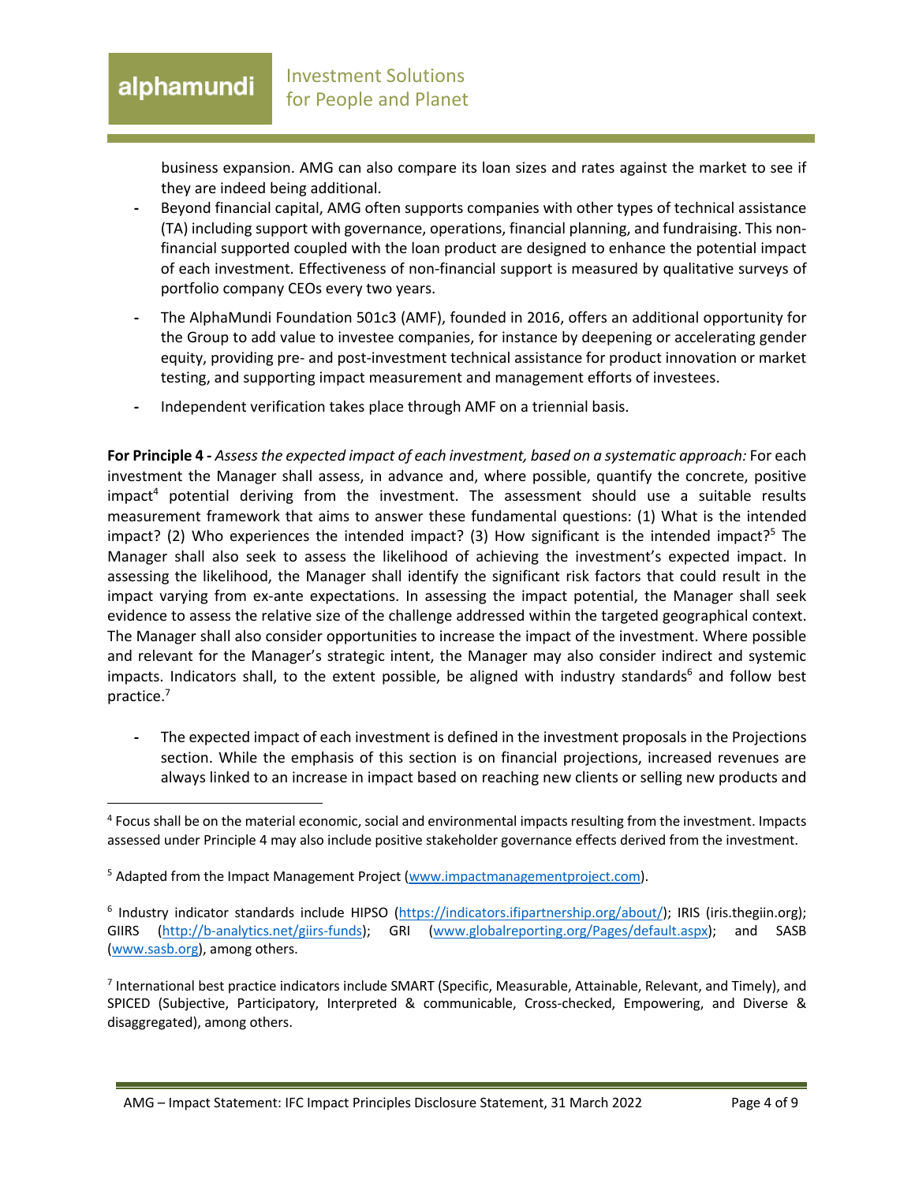business expansion. AMG can also compare its loan sizes and rates against the market to see if they are indeed being additional.

- Beyond financial capital, AMG often supports companies with other types of technical assistance (TA) including support with governance, operations, financial planning, and fundraising. This non-financial supported coupled with the loan product are designed to enhance the potential impact of each investment. Effectiveness of non-financial support is measured by qualitative surveys of portfolio company CEOs every two years.
- The AlphaMundi Foundation 501c3 (AMF), founded in 2016, offers an additional opportunity for the Group to add value to investee companies, for instance by deepening or accelerating gender equity, providing pre- and post-investment technical assistance for product innovation or market testing, and supporting impact measurement and management efforts of investees.
- Independent verification takes place through AMF on a triennial basis.

**For Principle 4 -** *Assess the expected impact of each investment, based on a systematic approach:* For each investment the Manager shall assess, in advance and, where possible, quantify the concrete, positive impact[4] potential deriving from the investment. The assessment should use a suitable results measurement framework that aims to answer these fundamental questions: (1) What is the intended impact? (2) Who experiences the intended impact? (3) How significant is the intended impact?[5] The Manager shall also seek to assess the likelihood of achieving the investment's expected impact. In assessing the likelihood, the Manager shall identify the significant risk factors that could result in the impact varying from ex-ante expectations. In assessing the impact potential, the Manager shall seek evidence to assess the relative size of the challenge addressed within the targeted geographical context. The Manager shall also consider opportunities to increase the impact of the investment. Where possible and relevant for the Manager's strategic intent, the Manager may also consider indirect and systemic impacts. Indicators shall, to the extent possible, be aligned with industry standards[6] and follow best practice.[7]

- The expected impact of each investment is defined in the investment proposals in the Projections section. While the emphasis of this section is on financial projections, increased revenues are always linked to an increase in impact based on reaching new clients or selling new products and

---

[4] Focus shall be on the material economic, social and environmental impacts resulting from the investment. Impacts assessed under Principle 4 may also include positive stakeholder governance effects derived from the investment.

[5] Adapted from the Impact Management Project (www.impactmanagementproject.com).

[6] Industry indicator standards include HIPSO (https://indicators.ifipartnership.org/about/); IRIS (iris.thegiin.org); GIIRS (http://b-analytics.net/giirs-funds); GRI (www.globalreporting.org/Pages/default.aspx); and SASB (www.sasb.org), among others.

[7] International best practice indicators include SMART (Specific, Measurable, Attainable, Relevant, and Timely), and SPICED (Subjective, Participatory, Interpreted & communicable, Cross-checked, Empowering, and Diverse & disaggregated), among others.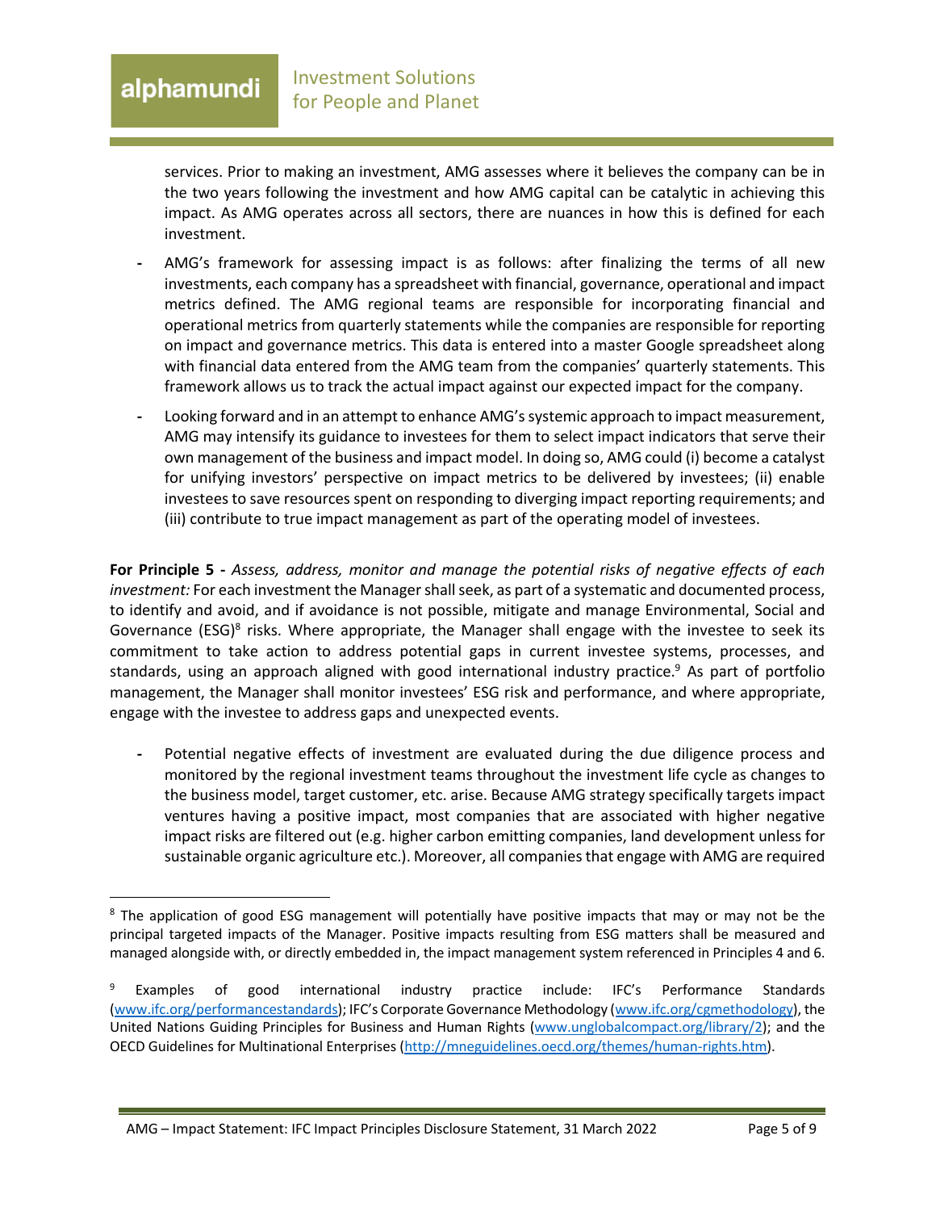services. Prior to making an investment, AMG assesses where it believes the company can be in the two years following the investment and how AMG capital can be catalytic in achieving this impact. As AMG operates across all sectors, there are nuances in how this is defined for each investment.

- AMG's framework for assessing impact is as follows: after finalizing the terms of all new investments, each company has a spreadsheet with financial, governance, operational and impact metrics defined. The AMG regional teams are responsible for incorporating financial and operational metrics from quarterly statements while the companies are responsible for reporting on impact and governance metrics. This data is entered into a master Google spreadsheet along with financial data entered from the AMG team from the companies' quarterly statements. This framework allows us to track the actual impact against our expected impact for the company.
- Looking forward and in an attempt to enhance AMG's systemic approach to impact measurement, AMG may intensify its guidance to investees for them to select impact indicators that serve their own management of the business and impact model. In doing so, AMG could (i) become a catalyst for unifying investors' perspective on impact metrics to be delivered by investees; (ii) enable investees to save resources spent on responding to diverging impact reporting requirements; and (iii) contribute to true impact management as part of the operating model of investees.

**For Principle 5 -** *Assess, address, monitor and manage the potential risks of negative effects of each investment:* For each investment the Manager shall seek, as part of a systematic and documented process, to identify and avoid, and if avoidance is not possible, mitigate and manage Environmental, Social and Governance (ESG)[8] risks. Where appropriate, the Manager shall engage with the investee to seek its commitment to take action to address potential gaps in current investee systems, processes, and standards, using an approach aligned with good international industry practice.[9] As part of portfolio management, the Manager shall monitor investees' ESG risk and performance, and where appropriate, engage with the investee to address gaps and unexpected events.

- Potential negative effects of investment are evaluated during the due diligence process and monitored by the regional investment teams throughout the investment life cycle as changes to the business model, target customer, etc. arise. Because AMG strategy specifically targets impact ventures having a positive impact, most companies that are associated with higher negative impact risks are filtered out (e.g. higher carbon emitting companies, land development unless for sustainable organic agriculture etc.). Moreover, all companies that engage with AMG are required

[8] The application of good ESG management will potentially have positive impacts that may or may not be the principal targeted impacts of the Manager. Positive impacts resulting from ESG matters shall be measured and managed alongside with, or directly embedded in, the impact management system referenced in Principles 4 and 6.

[9] Examples of good international industry practice include: IFC's Performance Standards (www.ifc.org/performancestandards); IFC's Corporate Governance Methodology (www.ifc.org/cgmethodology), the United Nations Guiding Principles for Business and Human Rights (www.unglobalcompact.org/library/2); and the OECD Guidelines for Multinational Enterprises (http://mneguidelines.oecd.org/themes/human-rights.htm).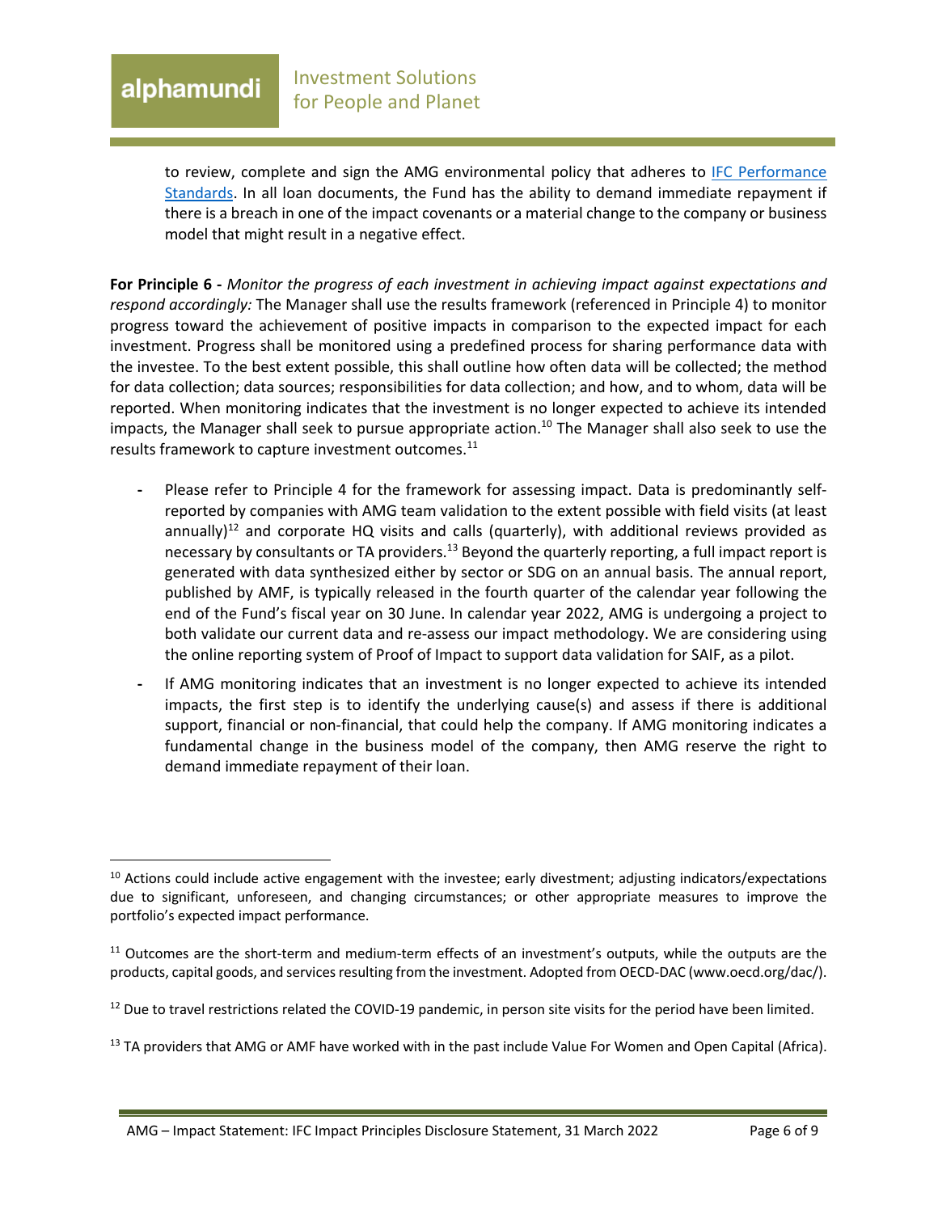to review, complete and sign the AMG environmental policy that adheres to [IFC Performance Standards](). In all loan documents, the Fund has the ability to demand immediate repayment if there is a breach in one of the impact covenants or a material change to the company or business model that might result in a negative effect.

**For Principle 6 -** *Monitor the progress of each investment in achieving impact against expectations and respond accordingly:* The Manager shall use the results framework (referenced in Principle 4) to monitor progress toward the achievement of positive impacts in comparison to the expected impact for each investment. Progress shall be monitored using a predefined process for sharing performance data with the investee. To the best extent possible, this shall outline how often data will be collected; the method for data collection; data sources; responsibilities for data collection; and how, and to whom, data will be reported. When monitoring indicates that the investment is no longer expected to achieve its intended impacts, the Manager shall seek to pursue appropriate action.[10] The Manager shall also seek to use the results framework to capture investment outcomes.[11]

- Please refer to Principle 4 for the framework for assessing impact. Data is predominantly self-reported by companies with AMG team validation to the extent possible with field visits (at least annually)[12] and corporate HQ visits and calls (quarterly), with additional reviews provided as necessary by consultants or TA providers.[13] Beyond the quarterly reporting, a full impact report is generated with data synthesized either by sector or SDG on an annual basis. The annual report, published by AMF, is typically released in the fourth quarter of the calendar year following the end of the Fund's fiscal year on 30 June. In calendar year 2022, AMG is undergoing a project to both validate our current data and re-assess our impact methodology. We are considering using the online reporting system of Proof of Impact to support data validation for SAIF, as a pilot.
- If AMG monitoring indicates that an investment is no longer expected to achieve its intended impacts, the first step is to identify the underlying cause(s) and assess if there is additional support, financial or non-financial, that could help the company. If AMG monitoring indicates a fundamental change in the business model of the company, then AMG reserve the right to demand immediate repayment of their loan.

---

[10] Actions could include active engagement with the investee; early divestment; adjusting indicators/expectations due to significant, unforeseen, and changing circumstances; or other appropriate measures to improve the portfolio's expected impact performance.

[11] Outcomes are the short-term and medium-term effects of an investment's outputs, while the outputs are the products, capital goods, and services resulting from the investment. Adopted from OECD-DAC (www.oecd.org/dac/).

[12] Due to travel restrictions related the COVID-19 pandemic, in person site visits for the period have been limited.

[13] TA providers that AMG or AMF have worked with in the past include Value For Women and Open Capital (Africa).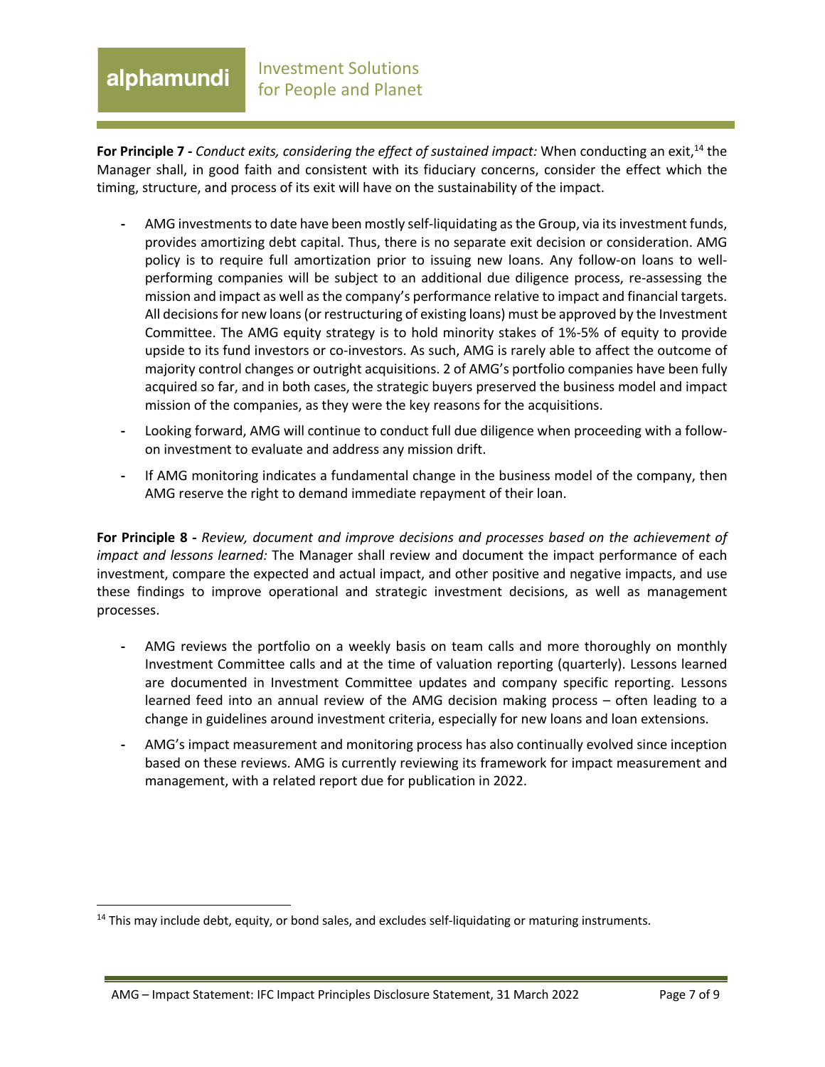**For Principle 7 -** *Conduct exits, considering the effect of sustained impact:* When conducting an exit,[14] the Manager shall, in good faith and consistent with its fiduciary concerns, consider the effect which the timing, structure, and process of its exit will have on the sustainability of the impact.

- AMG investments to date have been mostly self-liquidating as the Group, via its investment funds, provides amortizing debt capital. Thus, there is no separate exit decision or consideration. AMG policy is to require full amortization prior to issuing new loans. Any follow-on loans to well-performing companies will be subject to an additional due diligence process, re-assessing the mission and impact as well as the company's performance relative to impact and financial targets. All decisions for new loans (or restructuring of existing loans) must be approved by the Investment Committee. The AMG equity strategy is to hold minority stakes of 1%-5% of equity to provide upside to its fund investors or co-investors. As such, AMG is rarely able to affect the outcome of majority control changes or outright acquisitions. 2 of AMG's portfolio companies have been fully acquired so far, and in both cases, the strategic buyers preserved the business model and impact mission of the companies, as they were the key reasons for the acquisitions.
- Looking forward, AMG will continue to conduct full due diligence when proceeding with a follow-on investment to evaluate and address any mission drift.
- If AMG monitoring indicates a fundamental change in the business model of the company, then AMG reserve the right to demand immediate repayment of their loan.

**For Principle 8 -** *Review, document and improve decisions and processes based on the achievement of impact and lessons learned:* The Manager shall review and document the impact performance of each investment, compare the expected and actual impact, and other positive and negative impacts, and use these findings to improve operational and strategic investment decisions, as well as management processes.

- AMG reviews the portfolio on a weekly basis on team calls and more thoroughly on monthly Investment Committee calls and at the time of valuation reporting (quarterly). Lessons learned are documented in Investment Committee updates and company specific reporting. Lessons learned feed into an annual review of the AMG decision making process – often leading to a change in guidelines around investment criteria, especially for new loans and loan extensions.
- AMG's impact measurement and monitoring process has also continually evolved since inception based on these reviews. AMG is currently reviewing its framework for impact measurement and management, with a related report due for publication in 2022.

[14] This may include debt, equity, or bond sales, and excludes self-liquidating or maturing instruments.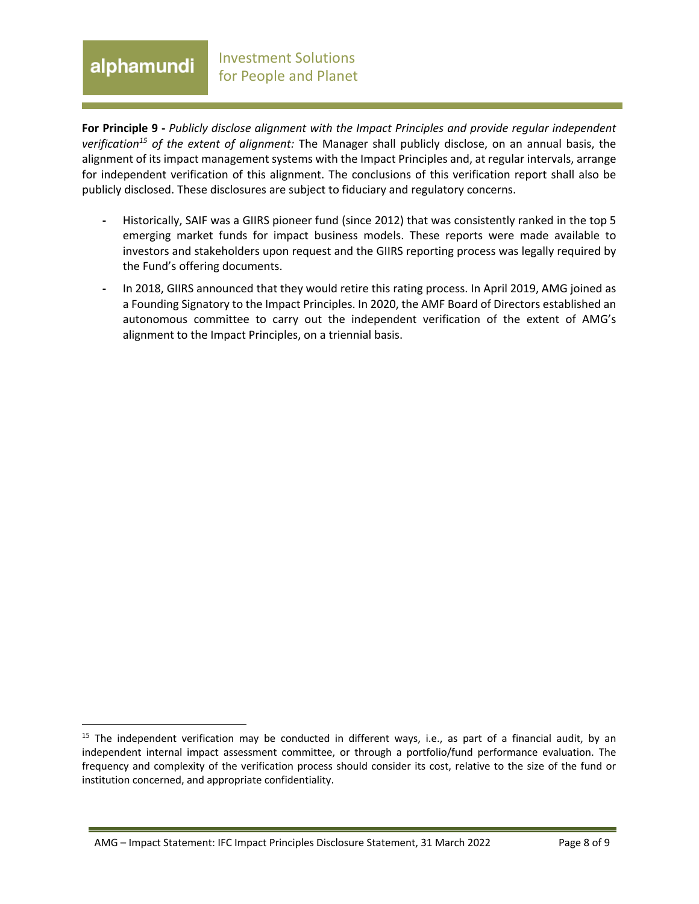**For Principle 9 -** *Publicly disclose alignment with the Impact Principles and provide regular independent verification[15] of the extent of alignment:* The Manager shall publicly disclose, on an annual basis, the alignment of its impact management systems with the Impact Principles and, at regular intervals, arrange for independent verification of this alignment. The conclusions of this verification report shall also be publicly disclosed. These disclosures are subject to fiduciary and regulatory concerns.

- Historically, SAIF was a GIIRS pioneer fund (since 2012) that was consistently ranked in the top 5 emerging market funds for impact business models. These reports were made available to investors and stakeholders upon request and the GIIRS reporting process was legally required by the Fund's offering documents.
- In 2018, GIIRS announced that they would retire this rating process. In April 2019, AMG joined as a Founding Signatory to the Impact Principles. In 2020, the AMF Board of Directors established an autonomous committee to carry out the independent verification of the extent of AMG's alignment to the Impact Principles, on a triennial basis.

[15] The independent verification may be conducted in different ways, i.e., as part of a financial audit, by an independent internal impact assessment committee, or through a portfolio/fund performance evaluation. The frequency and complexity of the verification process should consider its cost, relative to the size of the fund or institution concerned, and appropriate confidentiality.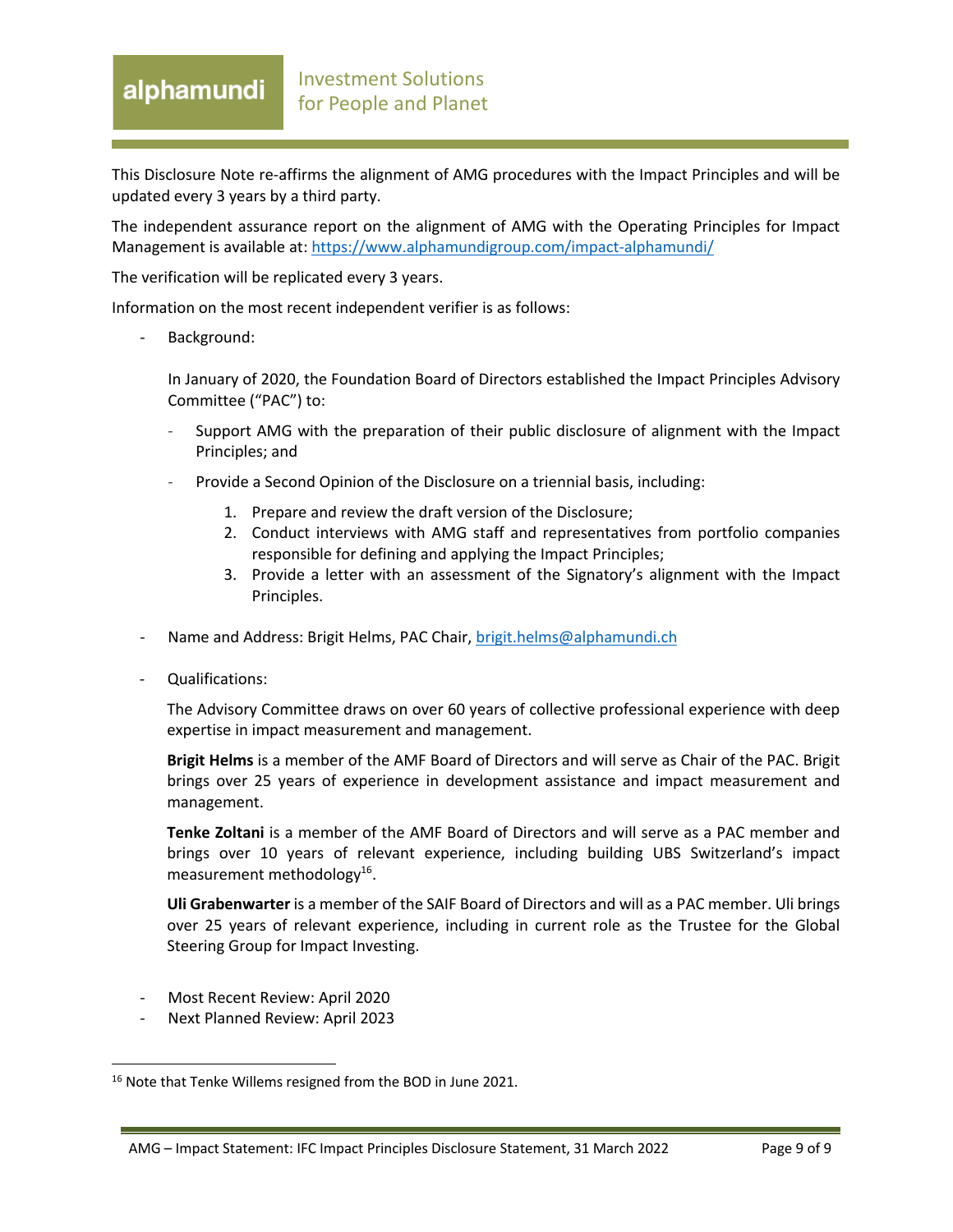This Disclosure Note re-affirms the alignment of AMG procedures with the Impact Principles and will be updated every 3 years by a third party.

The independent assurance report on the alignment of AMG with the Operating Principles for Impact Management is available at: https://www.alphamundigroup.com/impact-alphamundi/

The verification will be replicated every 3 years.

Information on the most recent independent verifier is as follows:

- Background:

  In January of 2020, the Foundation Board of Directors established the Impact Principles Advisory Committee ("PAC") to:

  - Support AMG with the preparation of their public disclosure of alignment with the Impact Principles; and
  - Provide a Second Opinion of the Disclosure on a triennial basis, including:
    1. Prepare and review the draft version of the Disclosure;
    2. Conduct interviews with AMG staff and representatives from portfolio companies responsible for defining and applying the Impact Principles;
    3. Provide a letter with an assessment of the Signatory's alignment with the Impact Principles.

- Name and Address: Brigit Helms, PAC Chair, brigit.helms@alphamundi.ch

- Qualifications:

  The Advisory Committee draws on over 60 years of collective professional experience with deep expertise in impact measurement and management.

  **Brigit Helms** is a member of the AMF Board of Directors and will serve as Chair of the PAC. Brigit brings over 25 years of experience in development assistance and impact measurement and management.

  **Tenke Zoltani** is a member of the AMF Board of Directors and will serve as a PAC member and brings over 10 years of relevant experience, including building UBS Switzerland's impact measurement methodology[16].

  **Uli Grabenwarter** is a member of the SAIF Board of Directors and will as a PAC member. Uli brings over 25 years of relevant experience, including in current role as the Trustee for the Global Steering Group for Impact Investing.

- Most Recent Review: April 2020
- Next Planned Review: April 2023

[16] Note that Tenke Willems resigned from the BOD in June 2021.